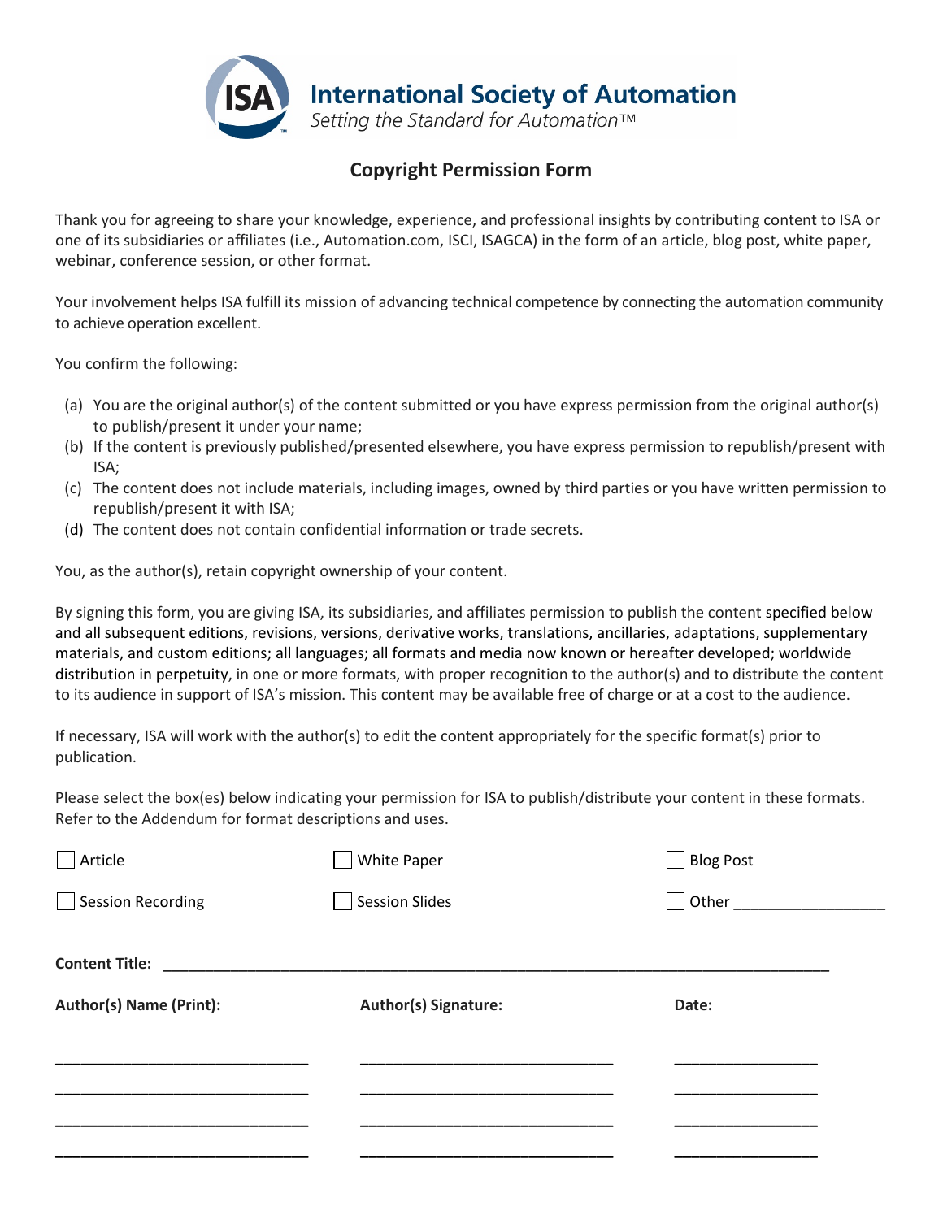**International Society of Automation**

*Setting the Standard for Automation™*

## Copyright Permission Form

Thank you for agreeing to share your knowledge, experience, and professional insights by contributing content to ISA or one of its subsidiaries or affiliates (i.e., Automation.com, ISCI, ISAGCA) in the form of an article, blog post, white paper, webinar, conference session, or other format.

Your involvement helps ISA fulfill its mission of advancing technical competence by connecting the automation community to achieve operation excellent.

You confirm the following:

(a) You are the original author(s) of the content submitted or you have express permission from the original author(s) to publish/present it under your name;
(b) If the content is previously published/presented elsewhere, you have express permission to republish/present with ISA;
(c) The content does not include materials, including images, owned by third parties or you have written permission to republish/present it with ISA;
(d) The content does not contain confidential information or trade secrets.

You, as the author(s), retain copyright ownership of your content.

By signing this form, you are giving ISA, its subsidiaries, and affiliates permission to publish the content specified below and all subsequent editions, revisions, versions, derivative works, translations, ancillaries, adaptations, supplementary materials, and custom editions; all languages; all formats and media now known or hereafter developed; worldwide distribution in perpetuity, in one or more formats, with proper recognition to the author(s) and to distribute the content to its audience in support of ISA's mission. This content may be available free of charge or at a cost to the audience.

If necessary, ISA will work with the author(s) to edit the content appropriately for the specific format(s) prior to publication.

Please select the box(es) below indicating your permission for ISA to publish/distribute your content in these formats. Refer to the Addendum for format descriptions and uses.

☐ Article ☐ White Paper ☐ Blog Post

☐ Session Recording ☐ Session Slides ☐ Other ___________________

**Content Title:** ___________________________________________________________________________________

| **Author(s) Name (Print):** | **Author(s) Signature:** | **Date:** |
|---|---|---|
| ______________________________ | ______________________________ | ________________ |
| ______________________________ | ______________________________ | ________________ |
| ______________________________ | ______________________________ | ________________ |
| ______________________________ | ______________________________ | ________________ |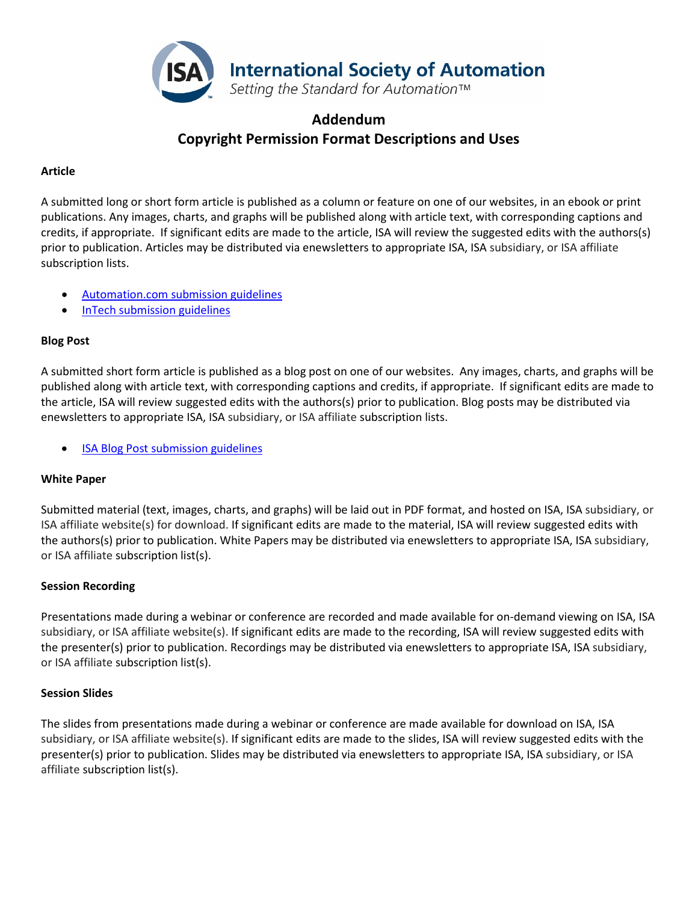International Society of Automation
*Setting the Standard for Automation™*

# Addendum
# Copyright Permission Format Descriptions and Uses

**Article**

A submitted long or short form article is published as a column or feature on one of our websites, in an ebook or print publications. Any images, charts, and graphs will be published along with article text, with corresponding captions and credits, if appropriate. If significant edits are made to the article, ISA will review the suggested edits with the authors(s) prior to publication. Articles may be distributed via enewsletters to appropriate ISA, ISA subsidiary, or ISA affiliate subscription lists.

- Automation.com submission guidelines
- InTech submission guidelines

**Blog Post**

A submitted short form article is published as a blog post on one of our websites. Any images, charts, and graphs will be published along with article text, with corresponding captions and credits, if appropriate. If significant edits are made to the article, ISA will review suggested edits with the authors(s) prior to publication. Blog posts may be distributed via enewsletters to appropriate ISA, ISA subsidiary, or ISA affiliate subscription lists.

- ISA Blog Post submission guidelines

**White Paper**

Submitted material (text, images, charts, and graphs) will be laid out in PDF format, and hosted on ISA, ISA subsidiary, or ISA affiliate website(s) for download. If significant edits are made to the material, ISA will review suggested edits with the authors(s) prior to publication. White Papers may be distributed via enewsletters to appropriate ISA, ISA subsidiary, or ISA affiliate subscription list(s).

**Session Recording**

Presentations made during a webinar or conference are recorded and made available for on-demand viewing on ISA, ISA subsidiary, or ISA affiliate website(s). If significant edits are made to the recording, ISA will review suggested edits with the presenter(s) prior to publication. Recordings may be distributed via enewsletters to appropriate ISA, ISA subsidiary, or ISA affiliate subscription list(s).

**Session Slides**

The slides from presentations made during a webinar or conference are made available for download on ISA, ISA subsidiary, or ISA affiliate website(s). If significant edits are made to the slides, ISA will review suggested edits with the presenter(s) prior to publication. Slides may be distributed via enewsletters to appropriate ISA, ISA subsidiary, or ISA affiliate subscription list(s).